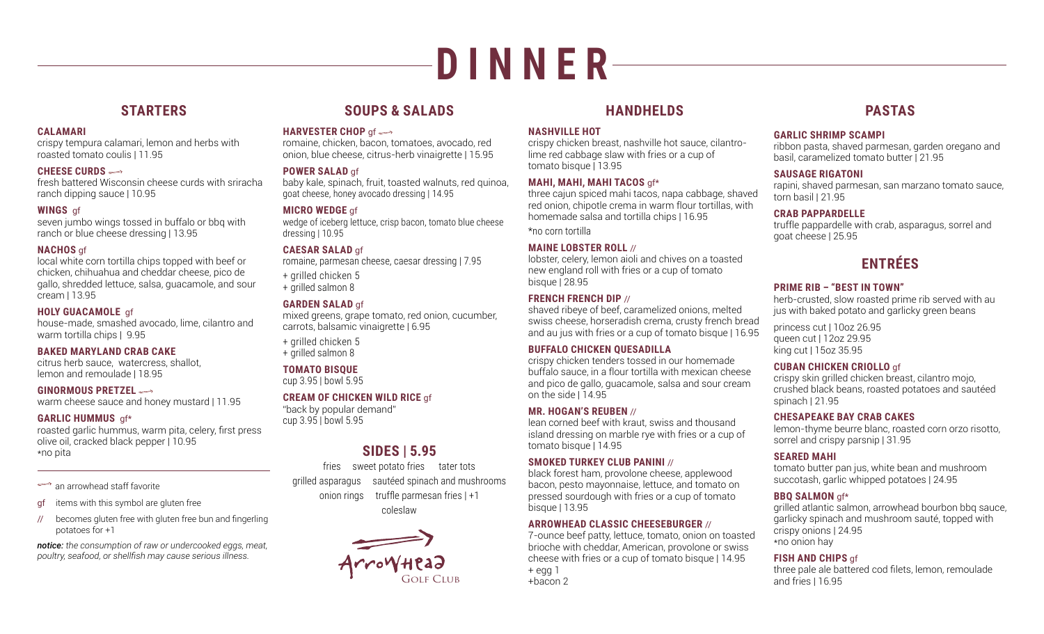# DINNER

## STARTERS

### CALAMARI
crispy tempura calamari, lemon and herbs with roasted tomato coulis | 11.95

### CHEESE CURDS
fresh battered Wisconsin cheese curds with sriracha ranch dipping sauce | 10.95

### WINGS gf
seven jumbo wings tossed in buffalo or bbq with ranch or blue cheese dressing | 13.95

### NACHOS gf
local white corn tortilla chips topped with beef or chicken, chihuahua and cheddar cheese, pico de gallo, shredded lettuce, salsa, guacamole, and sour cream | 13.95

### HOLY GUACAMOLE gf
house-made, smashed avocado, lime, cilantro and warm tortilla chips | 9.95

### BAKED MARYLAND CRAB CAKE
citrus herb sauce, watercress, shallot, lemon and remoulade | 18.95

### GINORMOUS PRETZEL
warm cheese sauce and honey mustard | 11.95

### GARLIC HUMMUS gf*
roasted garlic hummus, warm pita, celery, first press olive oil, cracked black pepper | 10.95
*no pita

---

an arrowhead staff favorite

gf items with this symbol are gluten free

// becomes gluten free with gluten free bun and fingerling potatoes for +1

*notice: the consumption of raw or undercooked eggs, meat, poultry, seafood, or shellfish may cause serious illness.*

## SOUPS & SALADS

### HARVESTER CHOP gf
romaine, chicken, bacon, tomatoes, avocado, red onion, blue cheese, citrus-herb vinaigrette | 15.95

### POWER SALAD gf
baby kale, spinach, fruit, toasted walnuts, red quinoa, goat cheese, honey avocado dressing | 14.95

### MICRO WEDGE gf
wedge of iceberg lettuce, crisp bacon, tomato blue cheese dressing | 10.95

### CAESAR SALAD gf
romaine, parmesan cheese, caesar dressing | 7.95

+ grilled chicken 5
+ grilled salmon 8

### GARDEN SALAD gf
mixed greens, grape tomato, red onion, cucumber, carrots, balsamic vinaigrette | 6.95

+ grilled chicken 5
+ grilled salmon 8

### TOMATO BISQUE
cup 3.95 | bowl 5.95

### CREAM OF CHICKEN WILD RICE gf
"back by popular demand"
cup 3.95 | bowl 5.95

## SIDES | 5.95

fries · sweet potato fries · tater tots · grilled asparagus · sautéed spinach and mushrooms · onion rings · truffle parmesan fries | +1 · coleslaw

Arrowhead Golf Club

## HANDHELDS

### NASHVILLE HOT
crispy chicken breast, nashville hot sauce, cilantro-lime red cabbage slaw with fries or a cup of tomato bisque | 13.95

### MAHI, MAHI, MAHI TACOS gf*
three cajun spiced mahi tacos, napa cabbage, shaved red onion, chipotle crema in warm flour tortillas, with homemade salsa and tortilla chips | 16.95
*no corn tortilla

### MAINE LOBSTER ROLL //
lobster, celery, lemon aioli and chives on a toasted new england roll with fries or a cup of tomato bisque | 28.95

### FRENCH FRENCH DIP //
shaved ribeye of beef, caramelized onions, melted swiss cheese, horseradish crema, crusty french bread and au jus with fries or a cup of tomato bisque | 16.95

### BUFFALO CHICKEN QUESADILLA
crispy chicken tenders tossed in our homemade buffalo sauce, in a flour tortilla with mexican cheese and pico de gallo, guacamole, salsa and sour cream on the side | 14.95

### MR. HOGAN'S REUBEN //
lean corned beef with kraut, swiss and thousand island dressing on marble rye with fries or a cup of tomato bisque | 14.95

### SMOKED TURKEY CLUB PANINI //
black forest ham, provolone cheese, applewood bacon, pesto mayonnaise, lettuce, and tomato on pressed sourdough with fries or a cup of tomato bisque | 13.95

### ARROWHEAD CLASSIC CHEESEBURGER //
7-ounce beef patty, lettuce, tomato, onion on toasted brioche with cheddar, American, provolone or swiss cheese with fries or a cup of tomato bisque | 14.95
+ egg 1
+bacon 2

## PASTAS

### GARLIC SHRIMP SCAMPI
ribbon pasta, shaved parmesan, garden oregano and basil, caramelized tomato butter | 21.95

### SAUSAGE RIGATONI
rapini, shaved parmesan, san marzano tomato sauce, torn basil | 21.95

### CRAB PAPPARDELLE
truffle pappardelle with crab, asparagus, sorrel and goat cheese | 25.95

## ENTRÉES

### PRIME RIB – "BEST IN TOWN"
herb-crusted, slow roasted prime rib served with au jus with baked potato and garlicky green beans

princess cut | 10oz 26.95
queen cut | 12oz 29.95
king cut | 15oz 35.95

### CUBAN CHICKEN CRIOLLO gf
crispy skin grilled chicken breast, cilantro mojo, crushed black beans, roasted potatoes and sautéed spinach | 21.95

### CHESAPEAKE BAY CRAB CAKES
lemon-thyme beurre blanc, roasted corn orzo risotto, sorrel and crispy parsnip | 31.95

### SEARED MAHI
tomato butter pan jus, white bean and mushroom succotash, garlic whipped potatoes | 24.95

### BBQ SALMON gf*
grilled atlantic salmon, arrowhead bourbon bbq sauce, garlicky spinach and mushroom sauté, topped with crispy onions | 24.95
*no onion hay

### FISH AND CHIPS gf
three pale ale battered cod filets, lemon, remoulade and fries | 16.95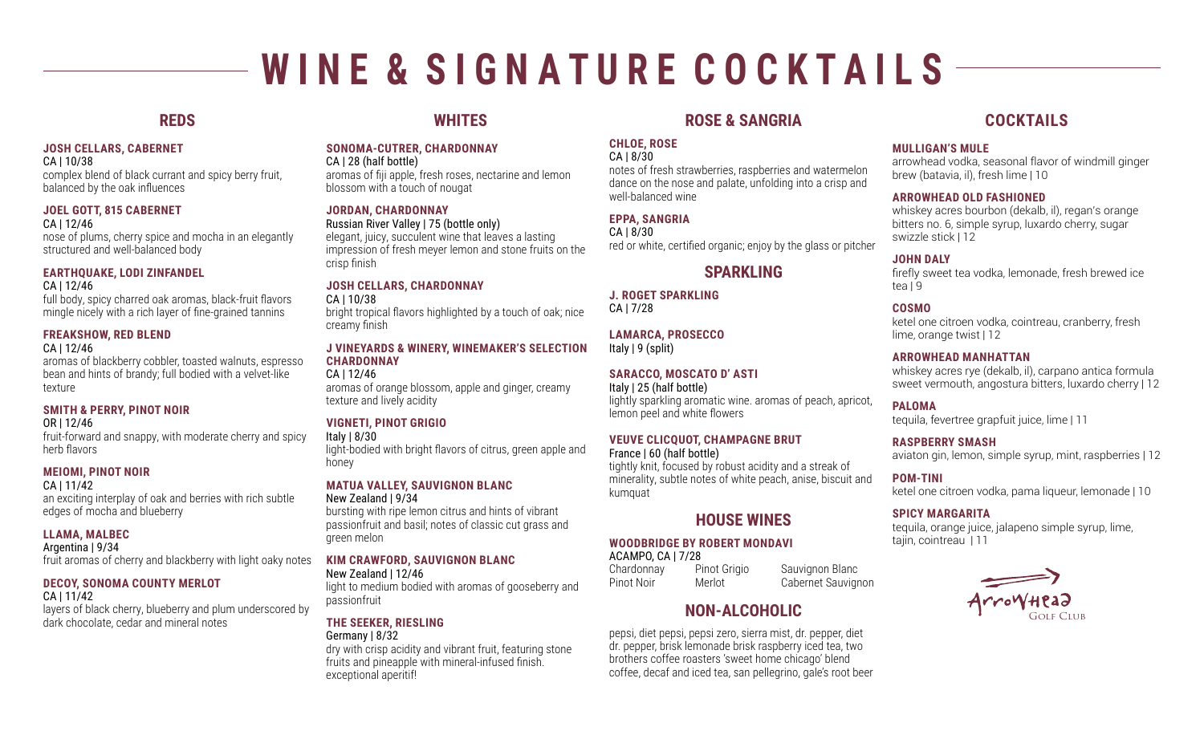# WINE & SIGNATURE COCKTAILS

## REDS

### JOSH CELLARS, CABERNET
CA | 10/38
complex blend of black currant and spicy berry fruit, balanced by the oak influences

### JOEL GOTT, 815 CABERNET
CA | 12/46
nose of plums, cherry spice and mocha in an elegantly structured and well-balanced body

### EARTHQUAKE, LODI ZINFANDEL
CA | 12/46
full body, spicy charred oak aromas, black-fruit flavors mingle nicely with a rich layer of fine-grained tannins

### FREAKSHOW, RED BLEND
CA | 12/46
aromas of blackberry cobbler, toasted walnuts, espresso bean and hints of brandy; full bodied with a velvet-like texture

### SMITH & PERRY, PINOT NOIR
OR | 12/46
fruit-forward and snappy, with moderate cherry and spicy herb flavors

### MEIOMI, PINOT NOIR
CA | 11/42
an exciting interplay of oak and berries with rich subtle edges of mocha and blueberry

### LLAMA, MALBEC
Argentina | 9/34
fruit aromas of cherry and blackberry with light oaky notes

### DECOY, SONOMA COUNTY MERLOT
CA | 11/42
layers of black cherry, blueberry and plum underscored by dark chocolate, cedar and mineral notes

## WHITES

### SONOMA-CUTRER, CHARDONNAY
CA | 28 (half bottle)
aromas of fiji apple, fresh roses, nectarine and lemon blossom with a touch of nougat

### JORDAN, CHARDONNAY
Russian River Valley | 75 (bottle only)
elegant, juicy, succulent wine that leaves a lasting impression of fresh meyer lemon and stone fruits on the crisp finish

### JOSH CELLARS, CHARDONNAY
CA | 10/38
bright tropical flavors highlighted by a touch of oak; nice creamy finish

### J VINEYARDS & WINERY, WINEMAKER'S SELECTION CHARDONNAY
CA | 12/46
aromas of orange blossom, apple and ginger, creamy texture and lively acidity

### VIGNETI, PINOT GRIGIO
Italy | 8/30
light-bodied with bright flavors of citrus, green apple and honey

### MATUA VALLEY, SAUVIGNON BLANC
New Zealand | 9/34
bursting with ripe lemon citrus and hints of vibrant passionfruit and basil; notes of classic cut grass and green melon

### KIM CRAWFORD, SAUVIGNON BLANC
New Zealand | 12/46
light to medium bodied with aromas of gooseberry and passionfruit

### THE SEEKER, RIESLING
Germany | 8/32
dry with crisp acidity and vibrant fruit, featuring stone fruits and pineapple with mineral-infused finish. exceptional aperitif!

## ROSE & SANGRIA

### CHLOE, ROSE
CA | 8/30
notes of fresh strawberries, raspberries and watermelon dance on the nose and palate, unfolding into a crisp and well-balanced wine

### EPPA, SANGRIA
CA | 8/30
red or white, certified organic; enjoy by the glass or pitcher

## SPARKLING

### J. ROGET SPARKLING
CA | 7/28

### LAMARCA, PROSECCO
Italy | 9 (split)

### SARACCO, MOSCATO D' ASTI
Italy | 25 (half bottle)
lightly sparkling aromatic wine. aromas of peach, apricot, lemon peel and white flowers

### VEUVE CLICQUOT, CHAMPAGNE BRUT
France | 60 (half bottle)
tightly knit, focused by robust acidity and a streak of minerality, subtle notes of white peach, anise, biscuit and kumquat

## HOUSE WINES

### WOODBRIDGE BY ROBERT MONDAVI
ACAMPO, CA | 7/28

| | | |
|---|---|---|
| Chardonnay | Pinot Grigio | Sauvignon Blanc |
| Pinot Noir | Merlot | Cabernet Sauvignon |

## NON-ALCOHOLIC

pepsi, diet pepsi, pepsi zero, sierra mist, dr. pepper, diet dr. pepper, brisk lemonade brisk raspberry iced tea, two brothers coffee roasters 'sweet home chicago' blend coffee, decaf and iced tea, san pellegrino, gale's root beer

## COCKTAILS

### MULLIGAN'S MULE
arrowhead vodka, seasonal flavor of windmill ginger brew (batavia, il), fresh lime | 10

### ARROWHEAD OLD FASHIONED
whiskey acres bourbon (dekalb, il), regan's orange bitters no. 6, simple syrup, luxardo cherry, sugar swizzle stick | 12

### JOHN DALY
firefly sweet tea vodka, lemonade, fresh brewed ice tea | 9

### COSMO
ketel one citroen vodka, cointreau, cranberry, fresh lime, orange twist | 12

### ARROWHEAD MANHATTAN
whiskey acres rye (dekalb, il), carpano antica formula sweet vermouth, angostura bitters, luxardo cherry | 12

### PALOMA
tequila, fevertree grapfuit juice, lime | 11

### RASPBERRY SMASH
aviaton gin, lemon, simple syrup, mint, raspberries | 12

### POM-TINI
ketel one citroen vodka, pama liqueur, lemonade | 10

### SPICY MARGARITA
tequila, orange juice, jalapeno simple syrup, lime, tajin, cointreau | 11

Arrowhead Golf Club